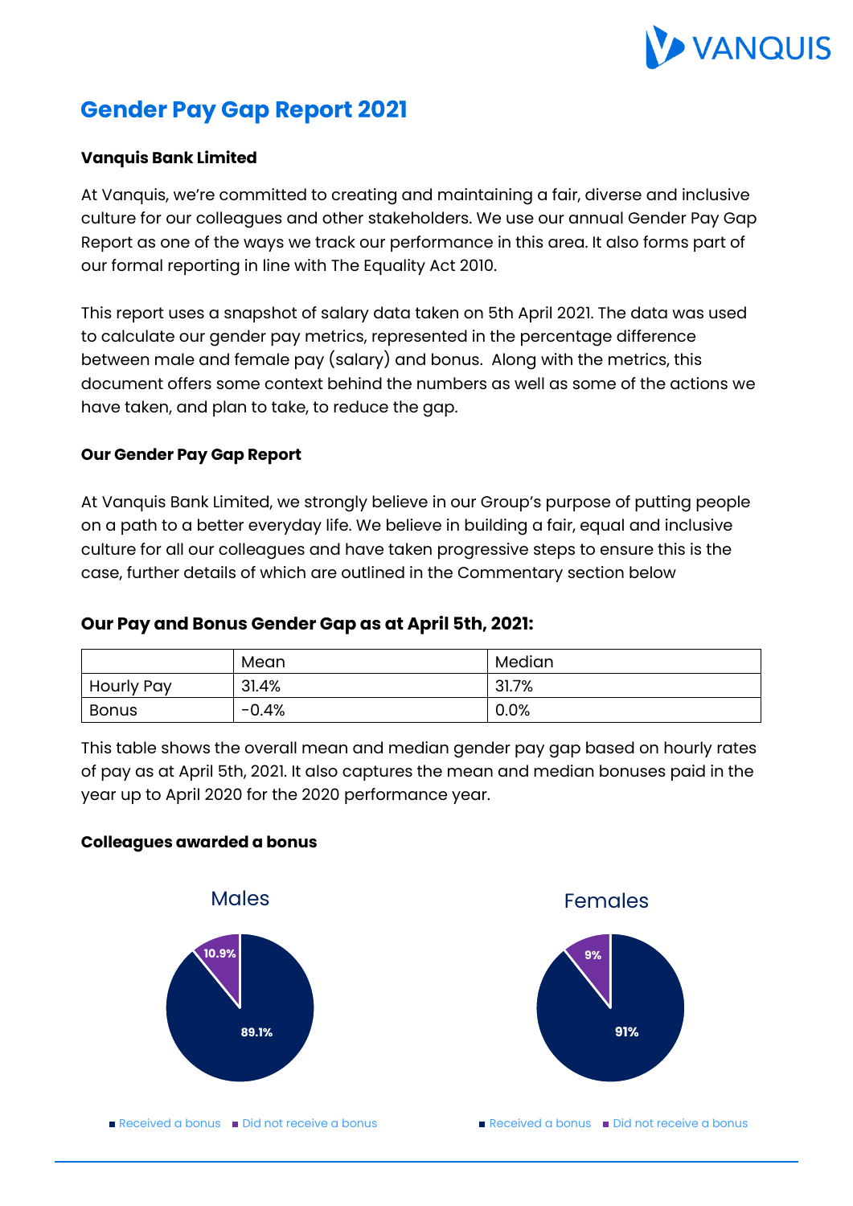# Gender Pay Gap Report 2021

**Vanquis Bank Limited**

At Vanquis, we're committed to creating and maintaining a fair, diverse and inclusive culture for our colleagues and other stakeholders. We use our annual Gender Pay Gap Report as one of the ways we track our performance in this area. It also forms part of our formal reporting in line with The Equality Act 2010.

This report uses a snapshot of salary data taken on 5th April 2021. The data was used to calculate our gender pay metrics, represented in the percentage difference between male and female pay (salary) and bonus. Along with the metrics, this document offers some context behind the numbers as well as some of the actions we have taken, and plan to take, to reduce the gap.

**Our Gender Pay Gap Report**

At Vanquis Bank Limited, we strongly believe in our Group's purpose of putting people on a path to a better everyday life. We believe in building a fair, equal and inclusive culture for all our colleagues and have taken progressive steps to ensure this is the case, further details of which are outlined in the Commentary section below

### Our Pay and Bonus Gender Gap as at April 5th, 2021:

| | Mean | Median |
|---|---|---|
| Hourly Pay | 31.4% | 31.7% |
| Bonus | -0.4% | 0.0% |

This table shows the overall mean and median gender pay gap based on hourly rates of pay as at April 5th, 2021. It also captures the mean and median bonuses paid in the year up to April 2020 for the 2020 performance year.

**Colleagues awarded a bonus**

Males

- Received a bonus: 89.1%
- Did not receive a bonus: 10.9%

Females

- Received a bonus: 91%
- Did not receive a bonus: 9%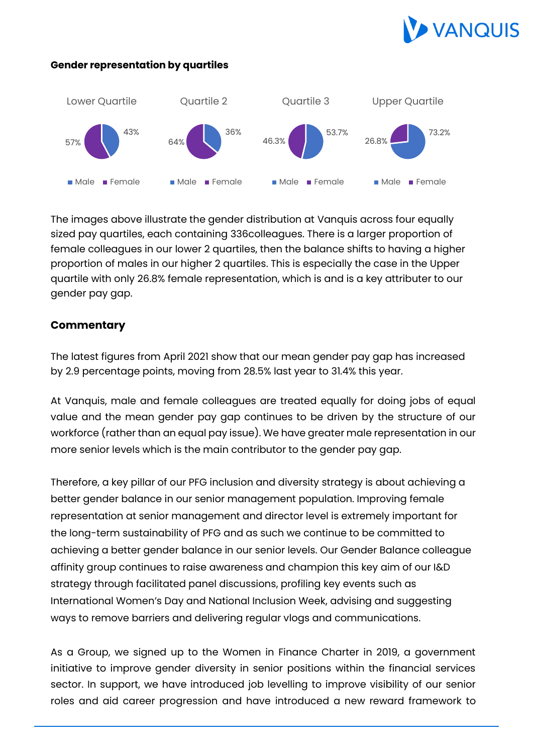**Gender representation by quartiles**

| | Lower Quartile | Quartile 2 | Quartile 3 | Upper Quartile |
|---|---|---|---|---|
| Male | 43% | 36% | 53.7% | 73.2% |
| Female | 57% | 64% | 46.3% | 26.8% |

The images above illustrate the gender distribution at Vanquis across four equally sized pay quartiles, each containing 336colleagues. There is a larger proportion of female colleagues in our lower 2 quartiles, then the balance shifts to having a higher proportion of males in our higher 2 quartiles. This is especially the case in the Upper quartile with only 26.8% female representation, which is and is a key attributer to our gender pay gap.

## Commentary

The latest figures from April 2021 show that our mean gender pay gap has increased by 2.9 percentage points, moving from 28.5% last year to 31.4% this year.

At Vanquis, male and female colleagues are treated equally for doing jobs of equal value and the mean gender pay gap continues to be driven by the structure of our workforce (rather than an equal pay issue). We have greater male representation in our more senior levels which is the main contributor to the gender pay gap.

Therefore, a key pillar of our PFG inclusion and diversity strategy is about achieving a better gender balance in our senior management population. Improving female representation at senior management and director level is extremely important for the long-term sustainability of PFG and as such we continue to be committed to achieving a better gender balance in our senior levels. Our Gender Balance colleague affinity group continues to raise awareness and champion this key aim of our I&D strategy through facilitated panel discussions, profiling key events such as International Women's Day and National Inclusion Week, advising and suggesting ways to remove barriers and delivering regular vlogs and communications.

As a Group, we signed up to the Women in Finance Charter in 2019, a government initiative to improve gender diversity in senior positions within the financial services sector. In support, we have introduced job levelling to improve visibility of our senior roles and aid career progression and have introduced a new reward framework to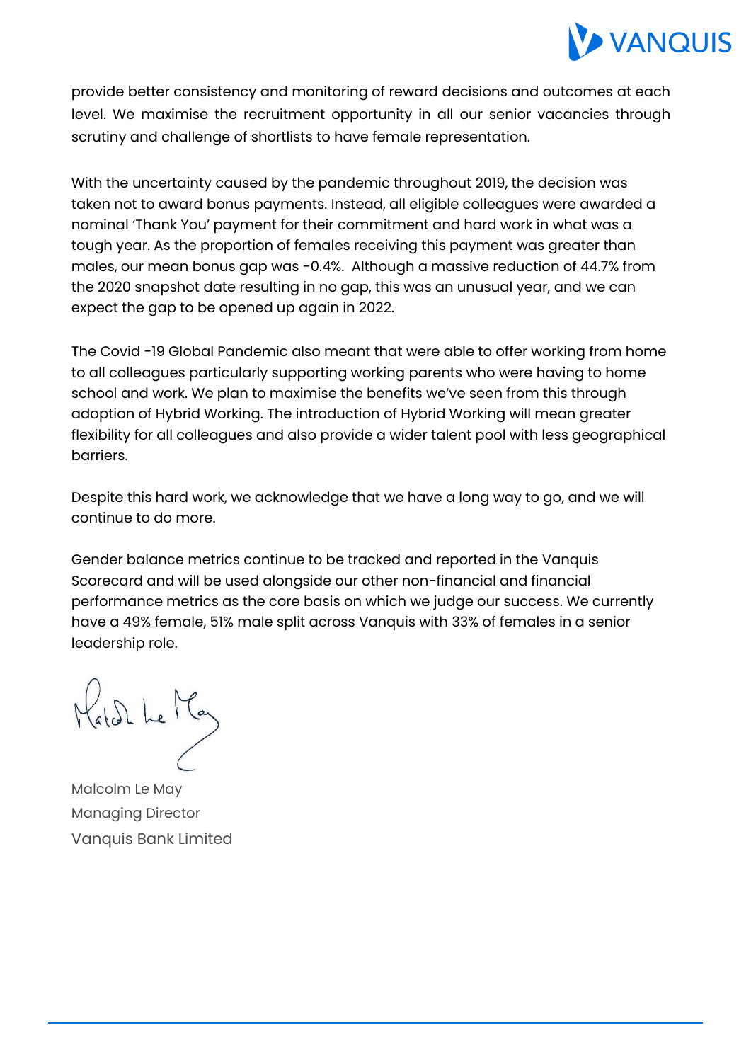provide better consistency and monitoring of reward decisions and outcomes at each level. We maximise the recruitment opportunity in all our senior vacancies through scrutiny and challenge of shortlists to have female representation.

With the uncertainty caused by the pandemic throughout 2019, the decision was taken not to award bonus payments. Instead, all eligible colleagues were awarded a nominal 'Thank You' payment for their commitment and hard work in what was a tough year. As the proportion of females receiving this payment was greater than males, our mean bonus gap was -0.4%. Although a massive reduction of 44.7% from the 2020 snapshot date resulting in no gap, this was an unusual year, and we can expect the gap to be opened up again in 2022.

The Covid -19 Global Pandemic also meant that were able to offer working from home to all colleagues particularly supporting working parents who were having to home school and work. We plan to maximise the benefits we've seen from this through adoption of Hybrid Working. The introduction of Hybrid Working will mean greater flexibility for all colleagues and also provide a wider talent pool with less geographical barriers.

Despite this hard work, we acknowledge that we have a long way to go, and we will continue to do more.

Gender balance metrics continue to be tracked and reported in the Vanquis Scorecard and will be used alongside our other non-financial and financial performance metrics as the core basis on which we judge our success. We currently have a 49% female, 51% male split across Vanquis with 33% of females in a senior leadership role.

Malcolm Le May
Managing Director
Vanquis Bank Limited